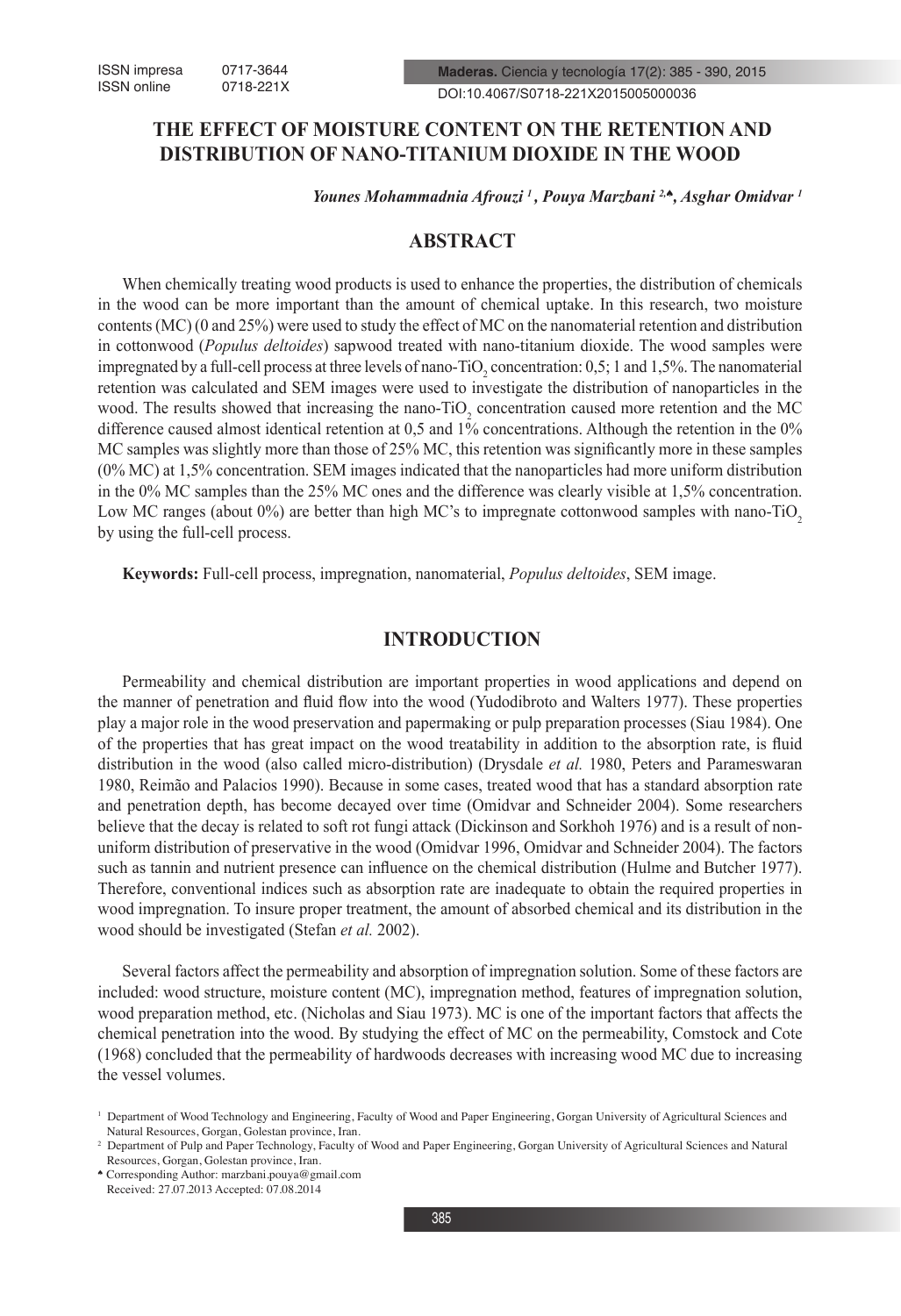# THE EFFECT OF MOISTURE CONTENT ON THE RETENTION AND DISTRIBUTION OF NANO-TITANIUM DIOXIDE IN THE WOOD

*Younes Mohammadnia Afrouzi [1], Pouya Marzbani [2,♠], Asghar Omidvar [1]*

## ABSTRACT

When chemically treating wood products is used to enhance the properties, the distribution of chemicals in the wood can be more important than the amount of chemical uptake. In this research, two moisture contents (MC) (0 and 25%) were used to study the effect of MC on the nanomaterial retention and distribution in cottonwood (*Populus deltoides*) sapwood treated with nano-titanium dioxide. The wood samples were impregnated by a full-cell process at three levels of nano-$TiO_2$ concentration: 0,5; 1 and 1,5%. The nanomaterial retention was calculated and SEM images were used to investigate the distribution of nanoparticles in the wood. The results showed that increasing the nano-$TiO_2$ concentration caused more retention and the MC difference caused almost identical retention at 0,5 and 1% concentrations. Although the retention in the 0% MC samples was slightly more than those of 25% MC, this retention was significantly more in these samples (0% MC) at 1,5% concentration. SEM images indicated that the nanoparticles had more uniform distribution in the 0% MC samples than the 25% MC ones and the difference was clearly visible at 1,5% concentration. Low MC ranges (about 0%) are better than high MC's to impregnate cottonwood samples with nano-$TiO_2$ by using the full-cell process.

**Keywords:** Full-cell process, impregnation, nanomaterial, *Populus deltoides*, SEM image.

## INTRODUCTION

Permeability and chemical distribution are important properties in wood applications and depend on the manner of penetration and fluid flow into the wood (Yudodibroto and Walters 1977). These properties play a major role in the wood preservation and papermaking or pulp preparation processes (Siau 1984). One of the properties that has great impact on the wood treatability in addition to the absorption rate, is fluid distribution in the wood (also called micro-distribution) (Drysdale *et al.* 1980, Peters and Parameswaran 1980, Reimão and Palacios 1990). Because in some cases, treated wood that has a standard absorption rate and penetration depth, has become decayed over time (Omidvar and Schneider 2004). Some researchers believe that the decay is related to soft rot fungi attack (Dickinson and Sorkhoh 1976) and is a result of non-uniform distribution of preservative in the wood (Omidvar 1996, Omidvar and Schneider 2004). The factors such as tannin and nutrient presence can influence on the chemical distribution (Hulme and Butcher 1977). Therefore, conventional indices such as absorption rate are inadequate to obtain the required properties in wood impregnation. To insure proper treatment, the amount of absorbed chemical and its distribution in the wood should be investigated (Stefan *et al.* 2002).

Several factors affect the permeability and absorption of impregnation solution. Some of these factors are included: wood structure, moisture content (MC), impregnation method, features of impregnation solution, wood preparation method, etc. (Nicholas and Siau 1973). MC is one of the important factors that affects the chemical penetration into the wood. By studying the effect of MC on the permeability, Comstock and Cote (1968) concluded that the permeability of hardwoods decreases with increasing wood MC due to increasing the vessel volumes.

[1] Department of Wood Technology and Engineering, Faculty of Wood and Paper Engineering, Gorgan University of Agricultural Sciences and Natural Resources, Gorgan, Golestan province, Iran.

[2] Department of Pulp and Paper Technology, Faculty of Wood and Paper Engineering, Gorgan University of Agricultural Sciences and Natural Resources, Gorgan, Golestan province, Iran.

♠ Corresponding Author: marzbani.pouya@gmail.com

Received: 27.07.2013 Accepted: 07.08.2014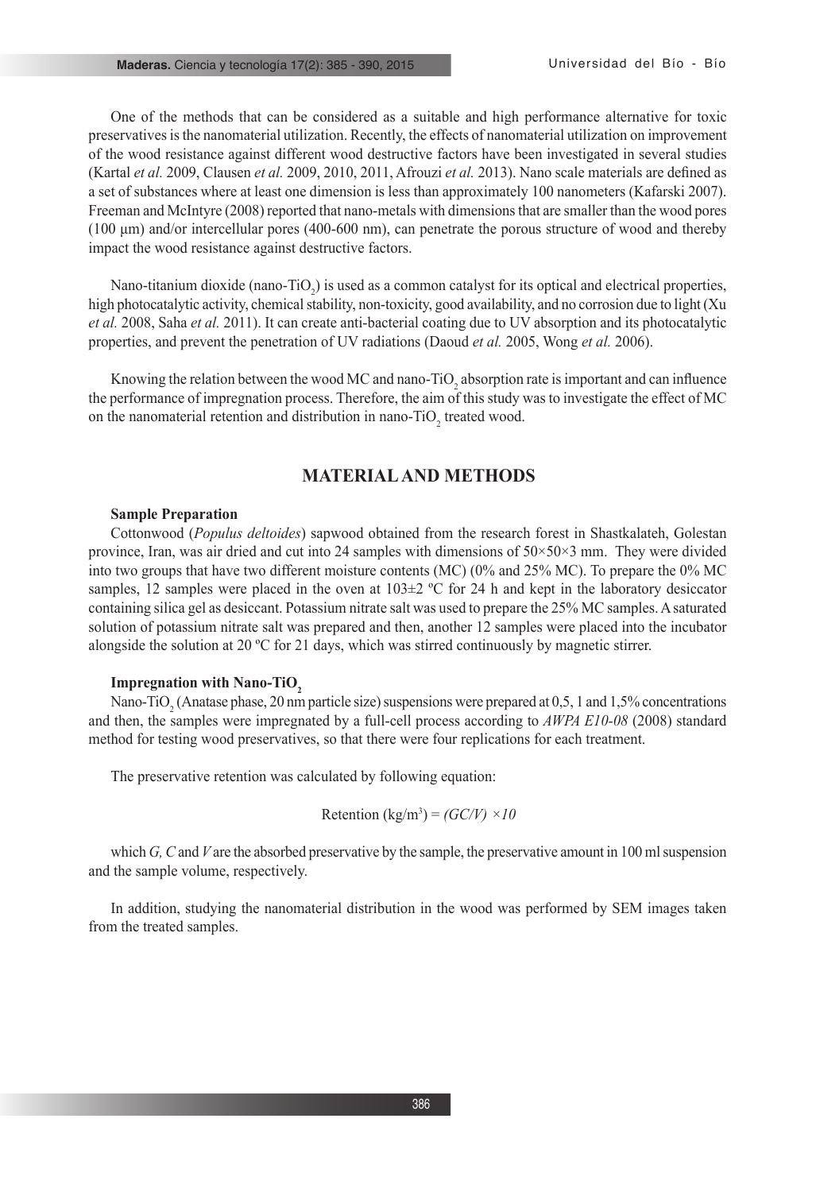One of the methods that can be considered as a suitable and high performance alternative for toxic preservatives is the nanomaterial utilization. Recently, the effects of nanomaterial utilization on improvement of the wood resistance against different wood destructive factors have been investigated in several studies (Kartal *et al.* 2009, Clausen *et al.* 2009, 2010, 2011, Afrouzi *et al.* 2013). Nano scale materials are defined as a set of substances where at least one dimension is less than approximately 100 nanometers (Kafarski 2007). Freeman and McIntyre (2008) reported that nano-metals with dimensions that are smaller than the wood pores (100 µm) and/or intercellular pores (400-600 nm), can penetrate the porous structure of wood and thereby impact the wood resistance against destructive factors.

Nano-titanium dioxide (nano-$TiO_2$) is used as a common catalyst for its optical and electrical properties, high photocatalytic activity, chemical stability, non-toxicity, good availability, and no corrosion due to light (Xu *et al.* 2008, Saha *et al.* 2011). It can create anti-bacterial coating due to UV absorption and its photocatalytic properties, and prevent the penetration of UV radiations (Daoud *et al.* 2005, Wong *et al.* 2006).

Knowing the relation between the wood MC and nano-$TiO_2$ absorption rate is important and can influence the performance of impregnation process. Therefore, the aim of this study was to investigate the effect of MC on the nanomaterial retention and distribution in nano-$TiO_2$ treated wood.

## MATERIAL AND METHODS

### Sample Preparation

Cottonwood (*Populus deltoides*) sapwood obtained from the research forest in Shastkalateh, Golestan province, Iran, was air dried and cut into 24 samples with dimensions of 50×50×3 mm. They were divided into two groups that have two different moisture contents (MC) (0% and 25% MC). To prepare the 0% MC samples, 12 samples were placed in the oven at 103±2 ºC for 24 h and kept in the laboratory desiccator containing silica gel as desiccant. Potassium nitrate salt was used to prepare the 25% MC samples. A saturated solution of potassium nitrate salt was prepared and then, another 12 samples were placed into the incubator alongside the solution at 20 ºC for 21 days, which was stirred continuously by magnetic stirrer.

### Impregnation with Nano-$TiO_2$

Nano-$TiO_2$ (Anatase phase, 20 nm particle size) suspensions were prepared at 0,5, 1 and 1,5% concentrations and then, the samples were impregnated by a full-cell process according to *AWPA E10-08* (2008) standard method for testing wood preservatives, so that there were four replications for each treatment.

The preservative retention was calculated by following equation:

$$\text{Retention (kg/m}^3\text{)} = (GC/V) \times 10$$

which $G$, $C$ and $V$ are the absorbed preservative by the sample, the preservative amount in 100 ml suspension and the sample volume, respectively.

In addition, studying the nanomaterial distribution in the wood was performed by SEM images taken from the treated samples.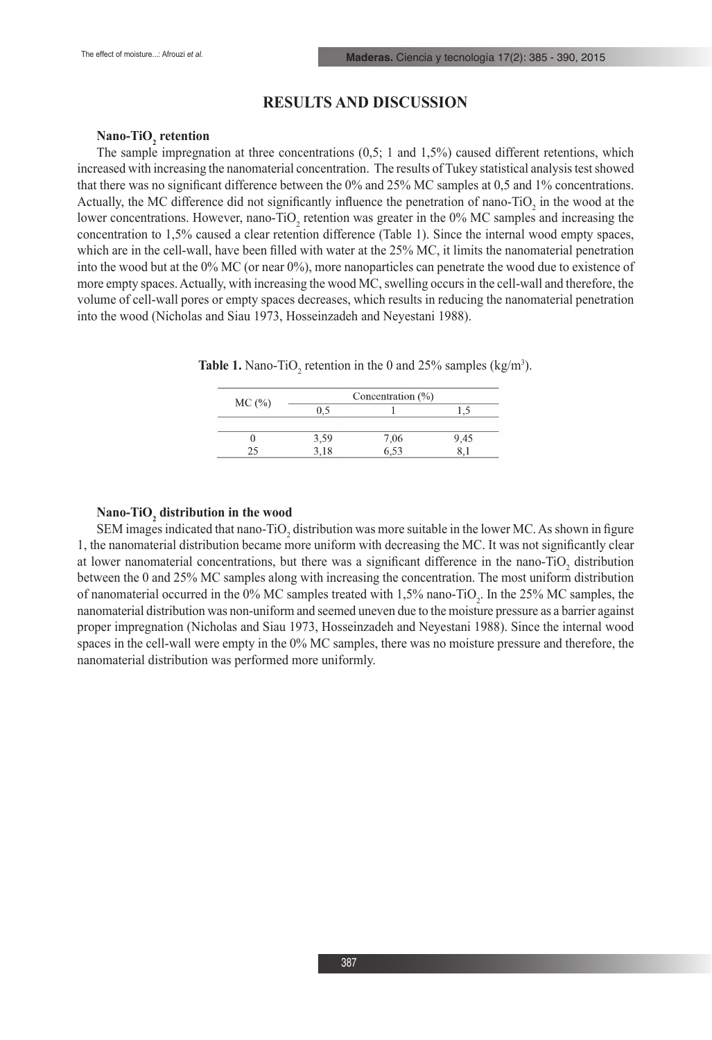## RESULTS AND DISCUSSION

### Nano-$TiO_2$ retention

The sample impregnation at three concentrations (0,5; 1 and 1,5%) caused different retentions, which increased with increasing the nanomaterial concentration. The results of Tukey statistical analysis test showed that there was no significant difference between the 0% and 25% MC samples at 0,5 and 1% concentrations. Actually, the MC difference did not significantly influence the penetration of nano-$TiO_2$ in the wood at the lower concentrations. However, nano-$TiO_2$ retention was greater in the 0% MC samples and increasing the concentration to 1,5% caused a clear retention difference (Table 1). Since the internal wood empty spaces, which are in the cell-wall, have been filled with water at the 25% MC, it limits the nanomaterial penetration into the wood but at the 0% MC (or near 0%), more nanoparticles can penetrate the wood due to existence of more empty spaces. Actually, with increasing the wood MC, swelling occurs in the cell-wall and therefore, the volume of cell-wall pores or empty spaces decreases, which results in reducing the nanomaterial penetration into the wood (Nicholas and Siau 1973, Hosseinzadeh and Neyestani 1988).

**Table 1.** Nano-$TiO_2$ retention in the 0 and 25% samples ($kg/m^3$).

| MC (%) | Concentration (%) | | |
|---|---|---|---|
| | 0,5 | 1 | 1,5 |
| 0 | 3,59 | 7,06 | 9,45 |
| 25 | 3,18 | 6,53 | 8,1 |

### Nano-$TiO_2$ distribution in the wood

SEM images indicated that nano-$TiO_2$ distribution was more suitable in the lower MC. As shown in figure 1, the nanomaterial distribution became more uniform with decreasing the MC. It was not significantly clear at lower nanomaterial concentrations, but there was a significant difference in the nano-$TiO_2$ distribution between the 0 and 25% MC samples along with increasing the concentration. The most uniform distribution of nanomaterial occurred in the 0% MC samples treated with 1,5% nano-$TiO_2$. In the 25% MC samples, the nanomaterial distribution was non-uniform and seemed uneven due to the moisture pressure as a barrier against proper impregnation (Nicholas and Siau 1973, Hosseinzadeh and Neyestani 1988). Since the internal wood spaces in the cell-wall were empty in the 0% MC samples, there was no moisture pressure and therefore, the nanomaterial distribution was performed more uniformly.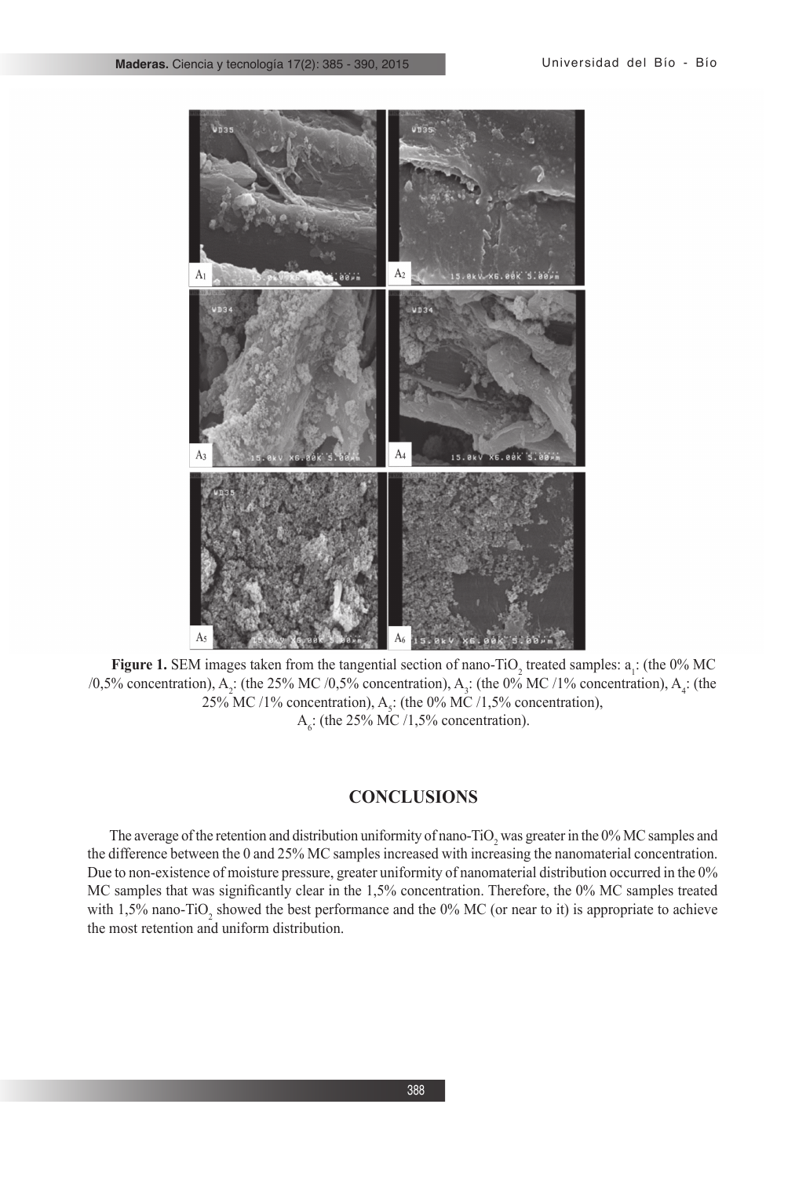**Figure 1.** SEM images taken from the tangential section of nano-$TiO_2$ treated samples: $a_1$: (the 0% MC /0,5% concentration), $A_2$: (the 25% MC /0,5% concentration), $A_3$: (the 0% MC /1% concentration), $A_4$: (the 25% MC /1% concentration), $A_5$: (the 0% MC /1,5% concentration), $A_6$: (the 25% MC /1,5% concentration).

## CONCLUSIONS

The average of the retention and distribution uniformity of nano-$TiO_2$ was greater in the 0% MC samples and the difference between the 0 and 25% MC samples increased with increasing the nanomaterial concentration. Due to non-existence of moisture pressure, greater uniformity of nanomaterial distribution occurred in the 0% MC samples that was significantly clear in the 1,5% concentration. Therefore, the 0% MC samples treated with 1,5% nano-$TiO_2$ showed the best performance and the 0% MC (or near to it) is appropriate to achieve the most retention and uniform distribution.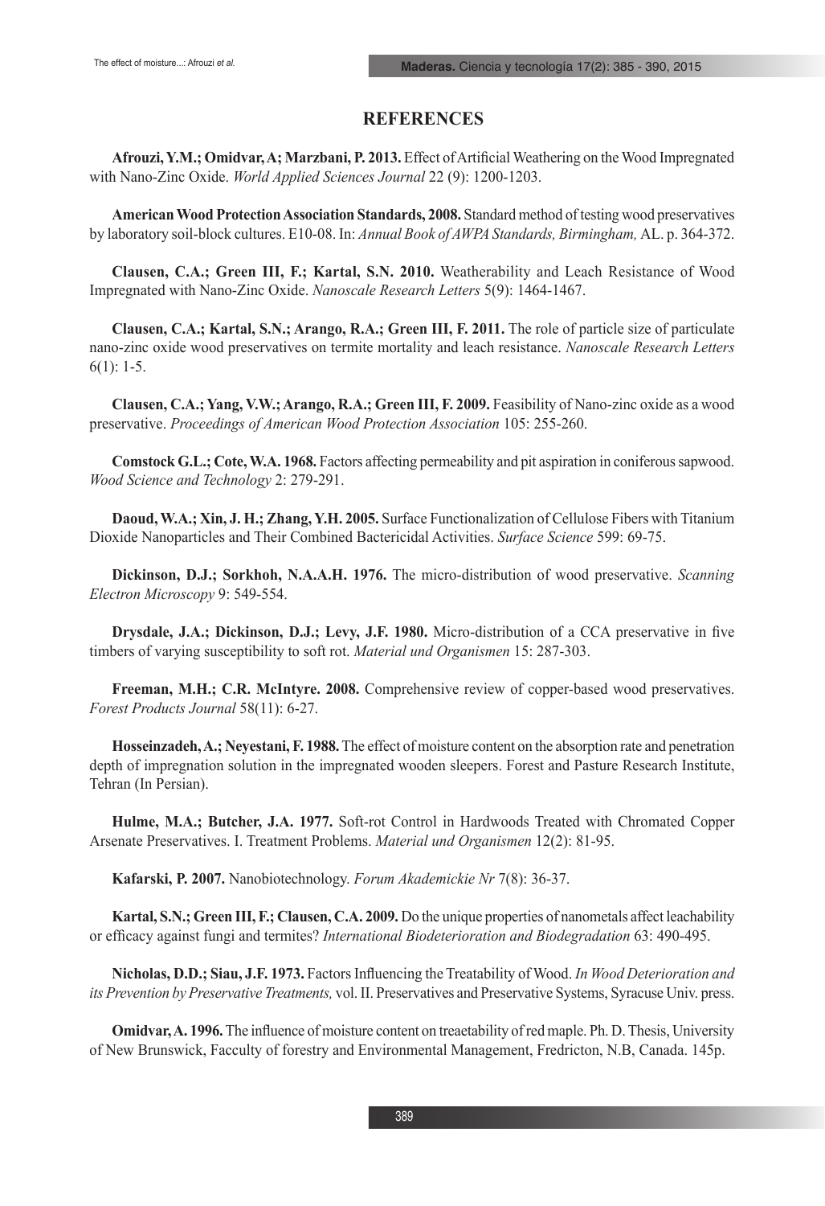## REFERENCES

**Afrouzi, Y.M.; Omidvar, A; Marzbani, P. 2013.** Effect of Artificial Weathering on the Wood Impregnated with Nano-Zinc Oxide. *World Applied Sciences Journal* 22 (9): 1200-1203.

**American Wood Protection Association Standards, 2008.** Standard method of testing wood preservatives by laboratory soil-block cultures. E10-08. In: *Annual Book of AWPA Standards, Birmingham,* AL. p. 364-372.

**Clausen, C.A.; Green III, F.; Kartal, S.N. 2010.** Weatherability and Leach Resistance of Wood Impregnated with Nano-Zinc Oxide. *Nanoscale Research Letters* 5(9): 1464-1467.

**Clausen, C.A.; Kartal, S.N.; Arango, R.A.; Green III, F. 2011.** The role of particle size of particulate nano-zinc oxide wood preservatives on termite mortality and leach resistance. *Nanoscale Research Letters* 6(1): 1-5.

**Clausen, C.A.; Yang, V.W.; Arango, R.A.; Green III, F. 2009.** Feasibility of Nano-zinc oxide as a wood preservative. *Proceedings of American Wood Protection Association* 105: 255-260.

**Comstock G.L.; Cote, W.A. 1968.** Factors affecting permeability and pit aspiration in coniferous sapwood. *Wood Science and Technology* 2: 279-291.

**Daoud, W.A.; Xin, J. H.; Zhang, Y.H. 2005.** Surface Functionalization of Cellulose Fibers with Titanium Dioxide Nanoparticles and Their Combined Bactericidal Activities. *Surface Science* 599: 69-75.

**Dickinson, D.J.; Sorkhoh, N.A.A.H. 1976.** The micro-distribution of wood preservative. *Scanning Electron Microscopy* 9: 549-554.

**Drysdale, J.A.; Dickinson, D.J.; Levy, J.F. 1980.** Micro-distribution of a CCA preservative in five timbers of varying susceptibility to soft rot. *Material und Organismen* 15: 287-303.

**Freeman, M.H.; C.R. McIntyre. 2008.** Comprehensive review of copper-based wood preservatives. *Forest Products Journal* 58(11): 6-27.

**Hosseinzadeh, A.; Neyestani, F. 1988.** The effect of moisture content on the absorption rate and penetration depth of impregnation solution in the impregnated wooden sleepers. Forest and Pasture Research Institute, Tehran (In Persian).

**Hulme, M.A.; Butcher, J.A. 1977.** Soft-rot Control in Hardwoods Treated with Chromated Copper Arsenate Preservatives. I. Treatment Problems. *Material und Organismen* 12(2): 81-95.

**Kafarski, P. 2007.** Nanobiotechnology. *Forum Akademickie Nr* 7(8): 36-37.

**Kartal, S.N.; Green III, F.; Clausen, C.A. 2009.** Do the unique properties of nanometals affect leachability or efficacy against fungi and termites? *International Biodeterioration and Biodegradation* 63: 490-495.

**Nicholas, D.D.; Siau, J.F. 1973.** Factors Influencing the Treatability of Wood. *In Wood Deterioration and its Prevention by Preservative Treatments,* vol. II. Preservatives and Preservative Systems, Syracuse Univ. press.

**Omidvar, A. 1996.** The influence of moisture content on treaetability of red maple. Ph. D. Thesis, University of New Brunswick, Facculty of forestry and Environmental Management, Fredricton, N.B, Canada. 145p.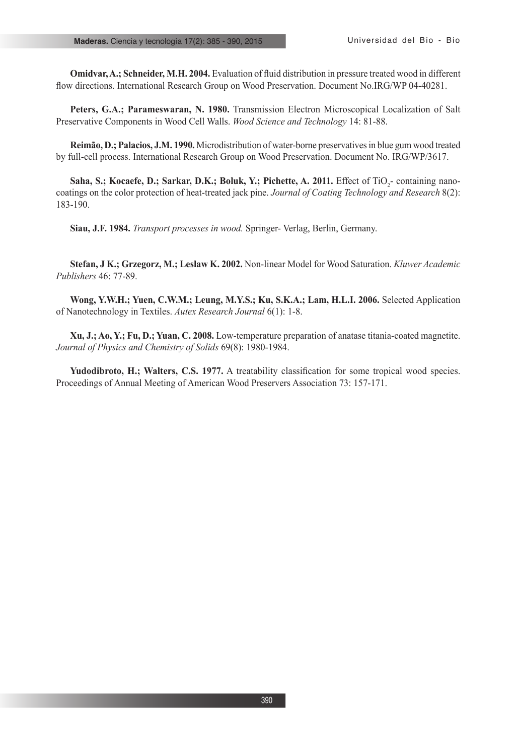**Omidvar, A.; Schneider, M.H. 2004.** Evaluation of fluid distribution in pressure treated wood in different flow directions. International Research Group on Wood Preservation. Document No.IRG/WP 04-40281.

**Peters, G.A.; Parameswaran, N. 1980.** Transmission Electron Microscopical Localization of Salt Preservative Components in Wood Cell Walls. *Wood Science and Technology* 14: 81-88.

**Reimão, D.; Palacios, J.M. 1990.** Microdistribution of water-borne preservatives in blue gum wood treated by full-cell process. International Research Group on Wood Preservation. Document No. IRG/WP/3617.

**Saha, S.; Kocaefe, D.; Sarkar, D.K.; Boluk, Y.; Pichette, A. 2011.** Effect of $TiO_2$- containing nano-coatings on the color protection of heat-treated jack pine. *Journal of Coating Technology and Research* 8(2): 183-190.

**Siau, J.F. 1984.** *Transport processes in wood.* Springer- Verlag, Berlin, Germany.

**Stefan, J K.; Grzegorz, M.; Leslaw K. 2002.** Non-linear Model for Wood Saturation. *Kluwer Academic Publishers* 46: 77-89.

**Wong, Y.W.H.; Yuen, C.W.M.; Leung, M.Y.S.; Ku, S.K.A.; Lam, H.L.I. 2006.** Selected Application of Nanotechnology in Textiles. *Autex Research Journal* 6(1): 1-8.

**Xu, J.; Ao, Y.; Fu, D.; Yuan, C. 2008.** Low-temperature preparation of anatase titania-coated magnetite. *Journal of Physics and Chemistry of Solids* 69(8): 1980-1984.

**Yudodibroto, H.; Walters, C.S. 1977.** A treatability classification for some tropical wood species. Proceedings of Annual Meeting of American Wood Preservers Association 73: 157-171.